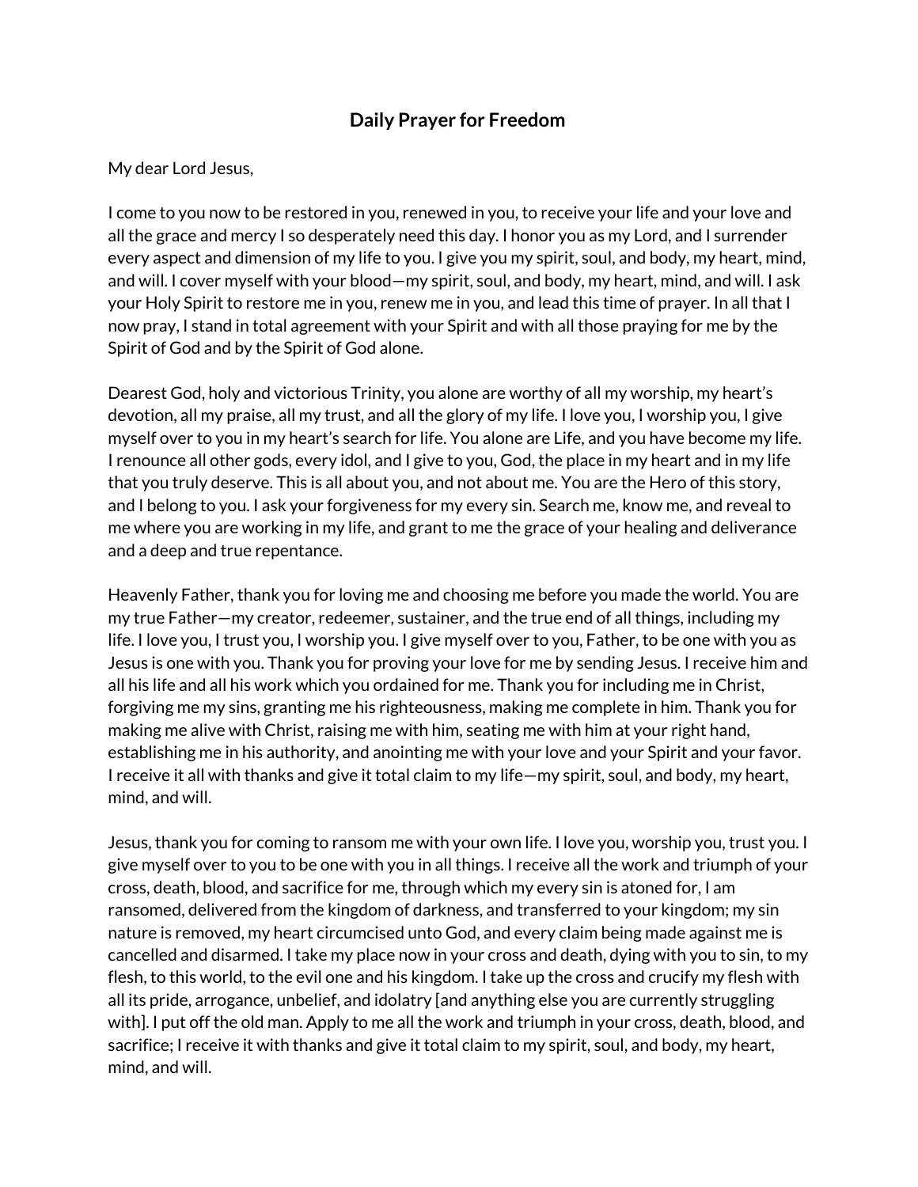# Daily Prayer for Freedom

My dear Lord Jesus,

I come to you now to be restored in you, renewed in you, to receive your life and your love and all the grace and mercy I so desperately need this day. I honor you as my Lord, and I surrender every aspect and dimension of my life to you. I give you my spirit, soul, and body, my heart, mind, and will. I cover myself with your blood—my spirit, soul, and body, my heart, mind, and will. I ask your Holy Spirit to restore me in you, renew me in you, and lead this time of prayer. In all that I now pray, I stand in total agreement with your Spirit and with all those praying for me by the Spirit of God and by the Spirit of God alone.

Dearest God, holy and victorious Trinity, you alone are worthy of all my worship, my heart's devotion, all my praise, all my trust, and all the glory of my life. I love you, I worship you, I give myself over to you in my heart's search for life. You alone are Life, and you have become my life. I renounce all other gods, every idol, and I give to you, God, the place in my heart and in my life that you truly deserve. This is all about you, and not about me. You are the Hero of this story, and I belong to you. I ask your forgiveness for my every sin. Search me, know me, and reveal to me where you are working in my life, and grant to me the grace of your healing and deliverance and a deep and true repentance.

Heavenly Father, thank you for loving me and choosing me before you made the world. You are my true Father—my creator, redeemer, sustainer, and the true end of all things, including my life. I love you, I trust you, I worship you. I give myself over to you, Father, to be one with you as Jesus is one with you. Thank you for proving your love for me by sending Jesus. I receive him and all his life and all his work which you ordained for me. Thank you for including me in Christ, forgiving me my sins, granting me his righteousness, making me complete in him. Thank you for making me alive with Christ, raising me with him, seating me with him at your right hand, establishing me in his authority, and anointing me with your love and your Spirit and your favor. I receive it all with thanks and give it total claim to my life—my spirit, soul, and body, my heart, mind, and will.

Jesus, thank you for coming to ransom me with your own life. I love you, worship you, trust you. I give myself over to you to be one with you in all things. I receive all the work and triumph of your cross, death, blood, and sacrifice for me, through which my every sin is atoned for, I am ransomed, delivered from the kingdom of darkness, and transferred to your kingdom; my sin nature is removed, my heart circumcised unto God, and every claim being made against me is cancelled and disarmed. I take my place now in your cross and death, dying with you to sin, to my flesh, to this world, to the evil one and his kingdom. I take up the cross and crucify my flesh with all its pride, arrogance, unbelief, and idolatry [and anything else you are currently struggling with]. I put off the old man. Apply to me all the work and triumph in your cross, death, blood, and sacrifice; I receive it with thanks and give it total claim to my spirit, soul, and body, my heart, mind, and will.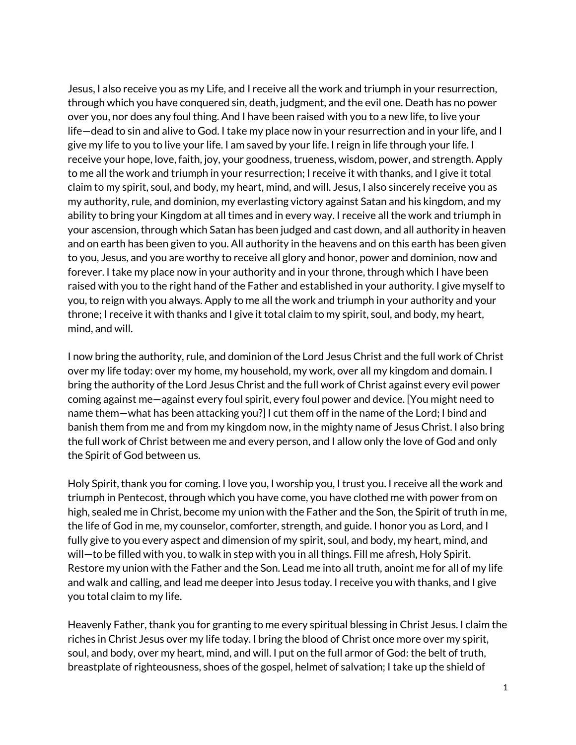Jesus, I also receive you as my Life, and I receive all the work and triumph in your resurrection, through which you have conquered sin, death, judgment, and the evil one. Death has no power over you, nor does any foul thing. And I have been raised with you to a new life, to live your life—dead to sin and alive to God. I take my place now in your resurrection and in your life, and I give my life to you to live your life. I am saved by your life. I reign in life through your life. I receive your hope, love, faith, joy, your goodness, trueness, wisdom, power, and strength. Apply to me all the work and triumph in your resurrection; I receive it with thanks, and I give it total claim to my spirit, soul, and body, my heart, mind, and will. Jesus, I also sincerely receive you as my authority, rule, and dominion, my everlasting victory against Satan and his kingdom, and my ability to bring your Kingdom at all times and in every way. I receive all the work and triumph in your ascension, through which Satan has been judged and cast down, and all authority in heaven and on earth has been given to you. All authority in the heavens and on this earth has been given to you, Jesus, and you are worthy to receive all glory and honor, power and dominion, now and forever. I take my place now in your authority and in your throne, through which I have been raised with you to the right hand of the Father and established in your authority. I give myself to you, to reign with you always. Apply to me all the work and triumph in your authority and your throne; I receive it with thanks and I give it total claim to my spirit, soul, and body, my heart, mind, and will.

I now bring the authority, rule, and dominion of the Lord Jesus Christ and the full work of Christ over my life today: over my home, my household, my work, over all my kingdom and domain. I bring the authority of the Lord Jesus Christ and the full work of Christ against every evil power coming against me—against every foul spirit, every foul power and device. [You might need to name them—what has been attacking you?] I cut them off in the name of the Lord; I bind and banish them from me and from my kingdom now, in the mighty name of Jesus Christ. I also bring the full work of Christ between me and every person, and I allow only the love of God and only the Spirit of God between us.

Holy Spirit, thank you for coming. I love you, I worship you, I trust you. I receive all the work and triumph in Pentecost, through which you have come, you have clothed me with power from on high, sealed me in Christ, become my union with the Father and the Son, the Spirit of truth in me, the life of God in me, my counselor, comforter, strength, and guide. I honor you as Lord, and I fully give to you every aspect and dimension of my spirit, soul, and body, my heart, mind, and will—to be filled with you, to walk in step with you in all things. Fill me afresh, Holy Spirit. Restore my union with the Father and the Son. Lead me into all truth, anoint me for all of my life and walk and calling, and lead me deeper into Jesus today. I receive you with thanks, and I give you total claim to my life.

Heavenly Father, thank you for granting to me every spiritual blessing in Christ Jesus. I claim the riches in Christ Jesus over my life today. I bring the blood of Christ once more over my spirit, soul, and body, over my heart, mind, and will. I put on the full armor of God: the belt of truth, breastplate of righteousness, shoes of the gospel, helmet of salvation; I take up the shield of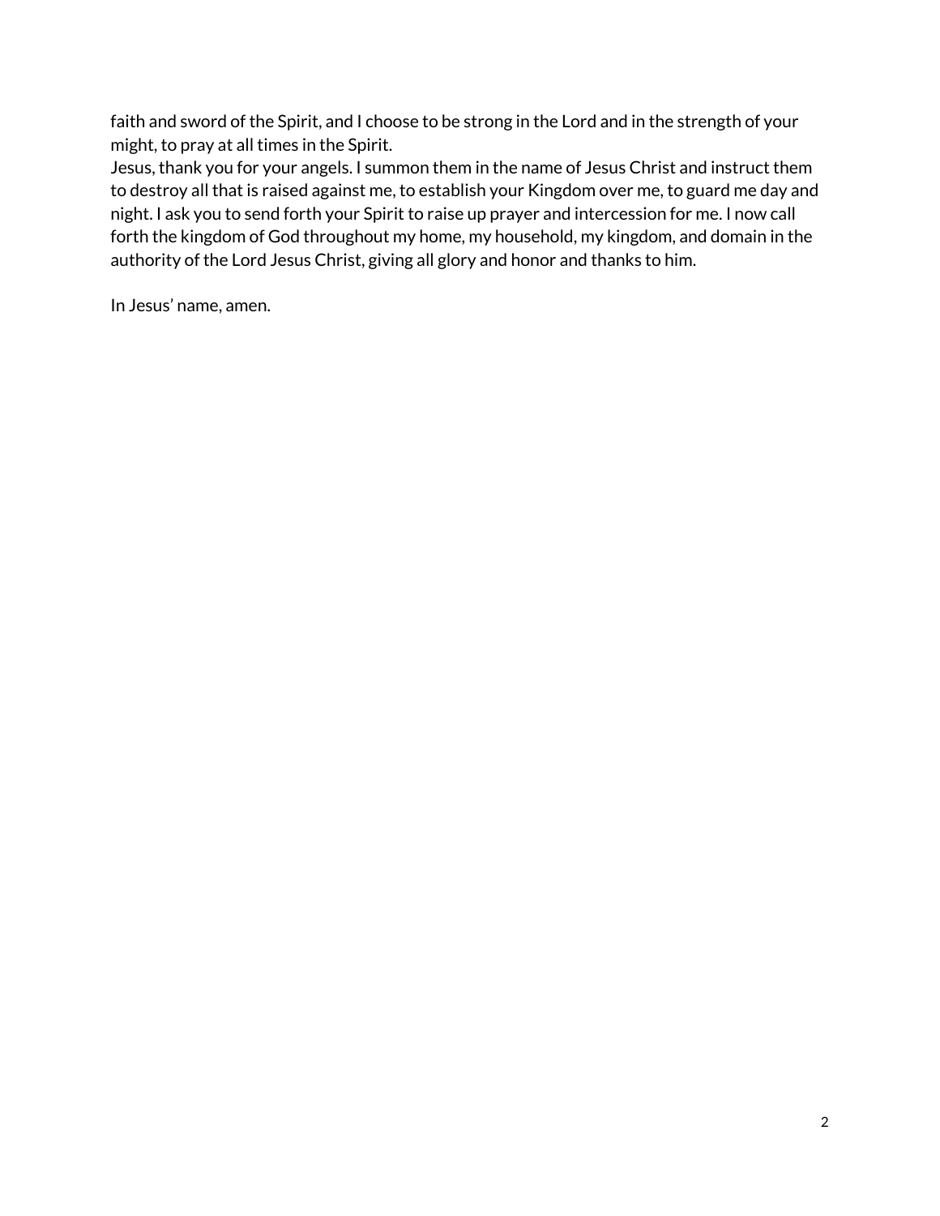faith and sword of the Spirit, and I choose to be strong in the Lord and in the strength of your might, to pray at all times in the Spirit.
Jesus, thank you for your angels. I summon them in the name of Jesus Christ and instruct them to destroy all that is raised against me, to establish your Kingdom over me, to guard me day and night. I ask you to send forth your Spirit to raise up prayer and intercession for me. I now call forth the kingdom of God throughout my home, my household, my kingdom, and domain in the authority of the Lord Jesus Christ, giving all glory and honor and thanks to him.

In Jesus' name, amen.